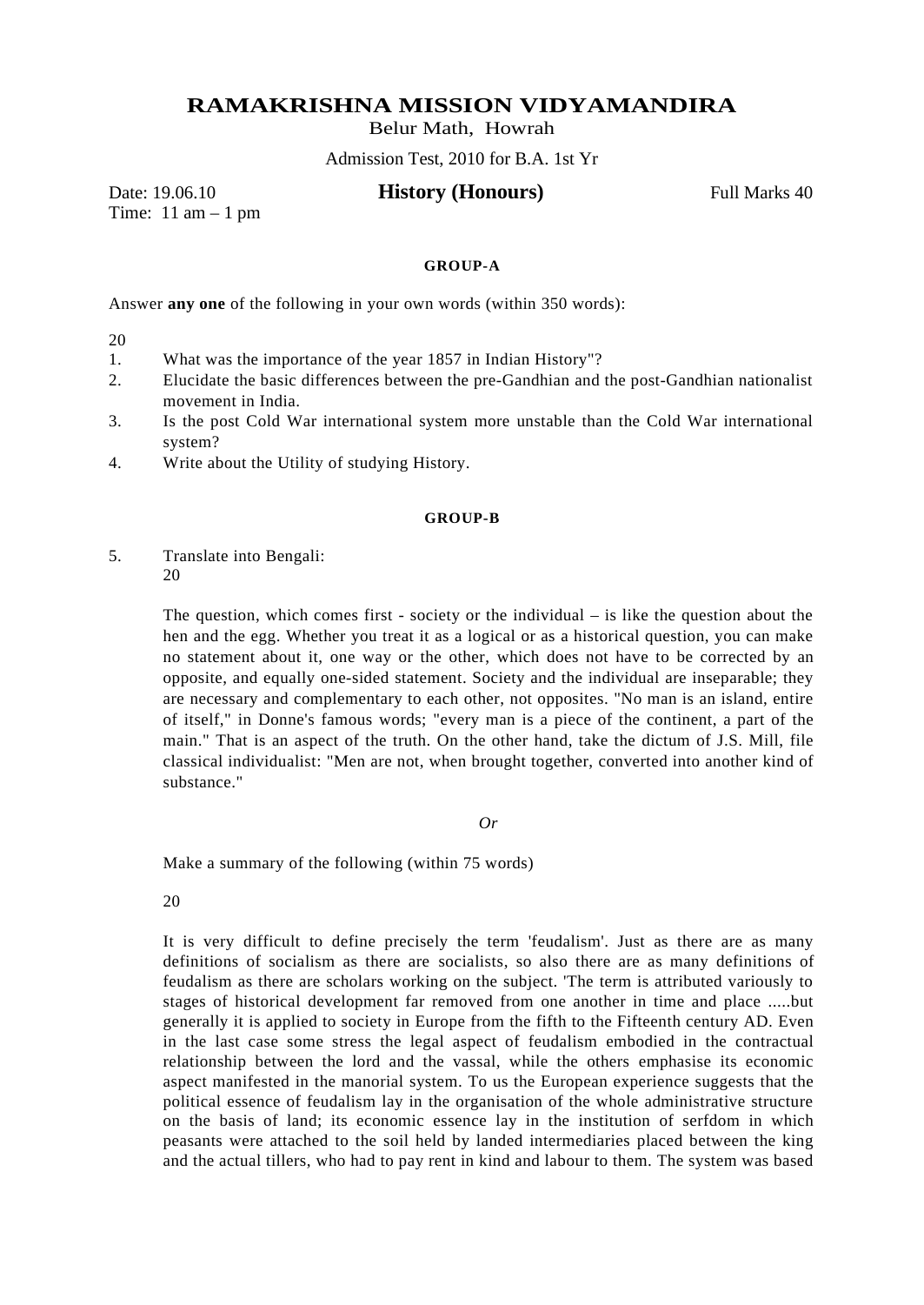# RAMAKRISHNA MISSION VIDYAMANDIRA

Belur Math, Howrah

Admission Test, 2010 for B.A. 1st Yr

Date: 19.06.10 **History (Honours)** Full Marks 40

Time: 11 am – 1 pm

## GROUP-A

Answer **any one** of the following in your own words (within 350 words):

20

1. What was the importance of the year 1857 in Indian History"?
2. Elucidate the basic differences between the pre-Gandhian and the post-Gandhian nationalist movement in India.
3. Is the post Cold War international system more unstable than the Cold War international system?
4. Write about the Utility of studying History.

## GROUP-B

5. Translate into Bengali:
   20

   The question, which comes first - society or the individual – is like the question about the hen and the egg. Whether you treat it as a logical or as a historical question, you can make no statement about it, one way or the other, which does not have to be corrected by an opposite, and equally one-sided statement. Society and the individual are inseparable; they are necessary and complementary to each other, not opposites. "No man is an island, entire of itself," in Donne's famous words; "every man is a piece of the continent, a part of the main." That is an aspect of the truth. On the other hand, take the dictum of J.S. Mill, file classical individualist: "Men are not, when brought together, converted into another kind of substance."

   *Or*

   Make a summary of the following (within 75 words)

   20

   It is very difficult to define precisely the term 'feudalism'. Just as there are as many definitions of socialism as there are socialists, so also there are as many definitions of feudalism as there are scholars working on the subject. 'The term is attributed variously to stages of historical development far removed from one another in time and place .....but generally it is applied to society in Europe from the fifth to the Fifteenth century AD. Even in the last case some stress the legal aspect of feudalism embodied in the contractual relationship between the lord and the vassal, while the others emphasise its economic aspect manifested in the manorial system. To us the European experience suggests that the political essence of feudalism lay in the organisation of the whole administrative structure on the basis of land; its economic essence lay in the institution of serfdom in which peasants were attached to the soil held by landed intermediaries placed between the king and the actual tillers, who had to pay rent in kind and labour to them. The system was based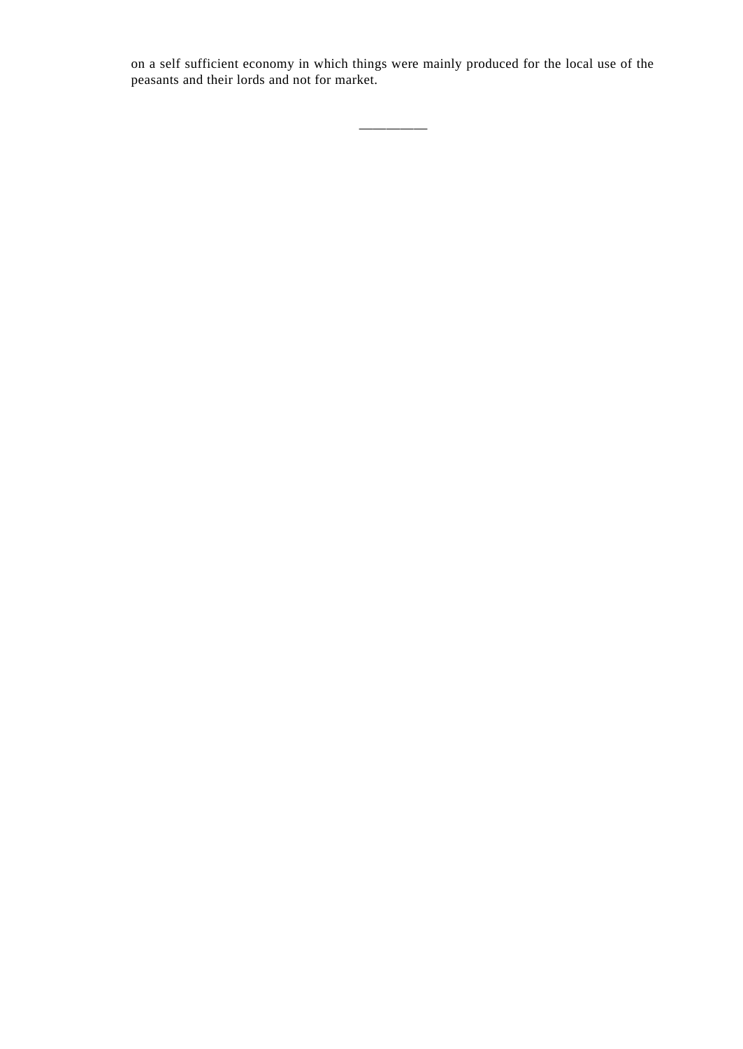on a self sufficient economy in which things were mainly produced for the local use of the peasants and their lords and not for market.

---